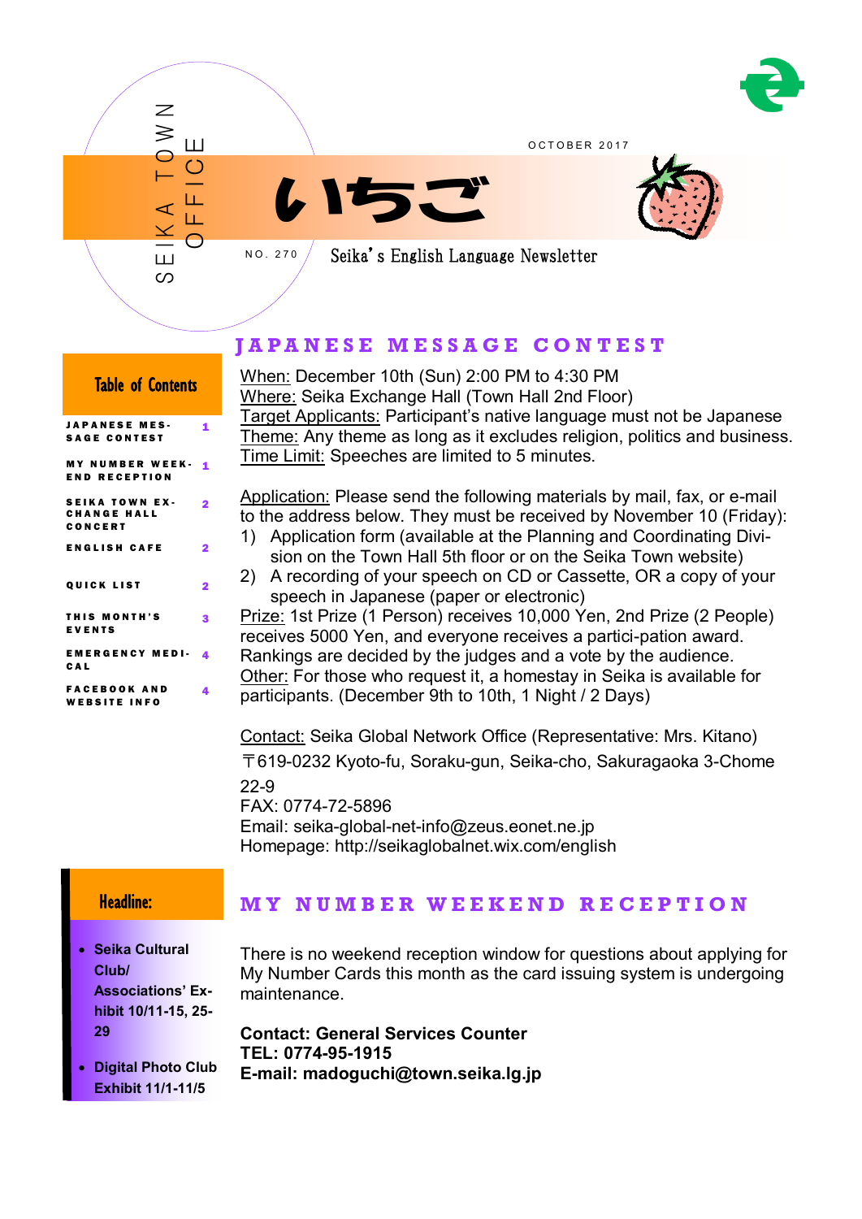SEIKA TOWN OFFICE

OCTOBER 2017

# いちご

NO. 270

Seika's English Language Newsletter

**Table of Contents**

| | |
|---|---|
| JAPANESE MESSAGE CONTEST | 1 |
| MY NUMBER WEEKEND RECEPTION | 1 |
| SEIKA TOWN EXCHANGE HALL CONCERT | 2 |
| ENGLISH CAFE | 2 |
| QUICK LIST | 2 |
| THIS MONTH'S EVENTS | 3 |
| EMERGENCY MEDICAL | 4 |
| FACEBOOK AND WEBSITE INFO | 4 |

## JAPANESE MESSAGE CONTEST

When: December 10th (Sun) 2:00 PM to 4:30 PM
Where: Seika Exchange Hall (Town Hall 2nd Floor)
Target Applicants: Participant's native language must not be Japanese
Theme: Any theme as long as it excludes religion, politics and business.
Time Limit: Speeches are limited to 5 minutes.

Application: Please send the following materials by mail, fax, or e-mail to the address below. They must be received by November 10 (Friday):

1) Application form (available at the Planning and Coordinating Division on the Town Hall 5th floor or on the Seika Town website)
2) A recording of your speech on CD or Cassette, OR a copy of your speech in Japanese (paper or electronic)

Prize: 1st Prize (1 Person) receives 10,000 Yen, 2nd Prize (2 People) receives 5000 Yen, and everyone receives a partici-pation award. Rankings are decided by the judges and a vote by the audience.
Other: For those who request it, a homestay in Seika is available for participants. (December 9th to 10th, 1 Night / 2 Days)

Contact: Seika Global Network Office (Representative: Mrs. Kitano)
〒619-0232 Kyoto-fu, Soraku-gun, Seika-cho, Sakuragaoka 3-Chome 22-9
FAX: 0774-72-5896
Email: seika-global-net-info@zeus.eonet.ne.jp
Homepage: http://seikaglobalnet.wix.com/english

**Headline:**

- **Seika Cultural Club/ Associations' Exhibit 10/11-15, 25-29**
- **Digital Photo Club Exhibit 11/1-11/5**

## MY NUMBER WEEKEND RECEPTION

There is no weekend reception window for questions about applying for My Number Cards this month as the card issuing system is undergoing maintenance.

**Contact: General Services Counter**
**TEL: 0774-95-1915**
**E-mail: madoguchi@town.seika.lg.jp**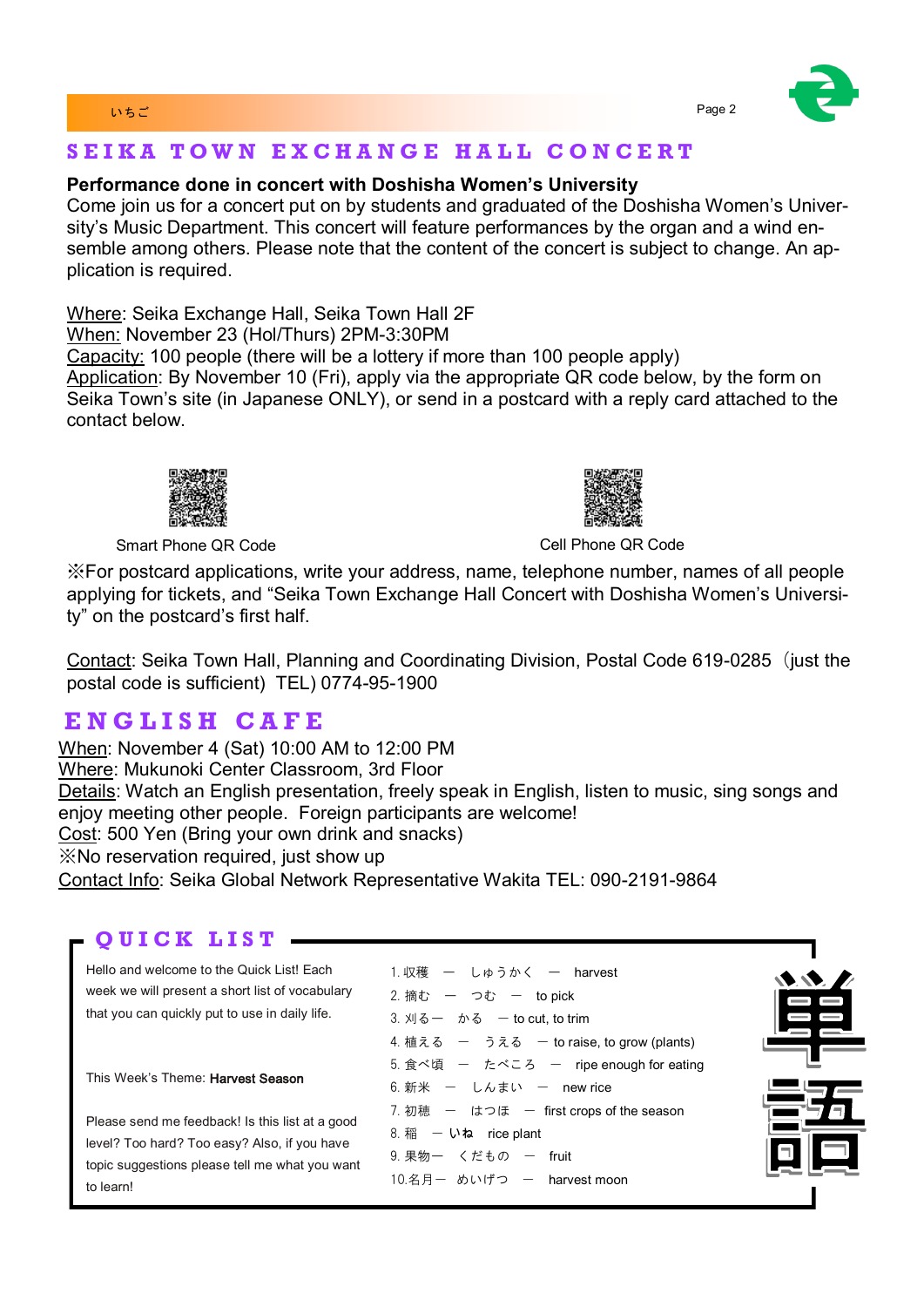## SEIKA TOWN EXCHANGE HALL CONCERT

**Performance done in concert with Doshisha Women's University**

Come join us for a concert put on by students and graduated of the Doshisha Women's University's Music Department. This concert will feature performances by the organ and a wind ensemble among others. Please note that the content of the concert is subject to change. An application is required.

Where: Seika Exchange Hall, Seika Town Hall 2F
When: November 23 (Hol/Thurs) 2PM-3:30PM
Capacity: 100 people (there will be a lottery if more than 100 people apply)
Application: By November 10 (Fri), apply via the appropriate QR code below, by the form on Seika Town's site (in Japanese ONLY), or send in a postcard with a reply card attached to the contact below.

Smart Phone QR Code

Cell Phone QR Code

※For postcard applications, write your address, name, telephone number, names of all people applying for tickets, and "Seika Town Exchange Hall Concert with Doshisha Women's University" on the postcard's first half.

Contact: Seika Town Hall, Planning and Coordinating Division, Postal Code 619-0285（just the postal code is sufficient） TEL) 0774-95-1900

## ENGLISH CAFE

When: November 4 (Sat) 10:00 AM to 12:00 PM
Where: Mukunoki Center Classroom, 3rd Floor
Details: Watch an English presentation, freely speak in English, listen to music, sing songs and enjoy meeting other people. Foreign participants are welcome!
Cost: 500 Yen (Bring your own drink and snacks)
※No reservation required, just show up
Contact Info: Seika Global Network Representative Wakita TEL: 090-2191-9864

## QUICK LIST

Hello and welcome to the Quick List! Each week we will present a short list of vocabulary that you can quickly put to use in daily life.

This Week's Theme: **Harvest Season**

Please send me feedback! Is this list at a good level? Too hard? Too easy? Also, if you have topic suggestions please tell me what you want to learn!

1. 収穫 — しゅうかく — harvest
2. 摘む — つむ — to pick
3. 刈る— かる — to cut, to trim
4. 植える — うえる — to raise, to grow (plants)
5. 食べ頃 — たべころ — ripe enough for eating
6. 新米 — しんまい — new rice
7. 初穂 — はつほ — first crops of the season
8. 稲 — いね rice plant
9. 果物— くだもの — fruit
10. 名月— めいげつ — harvest moon

単語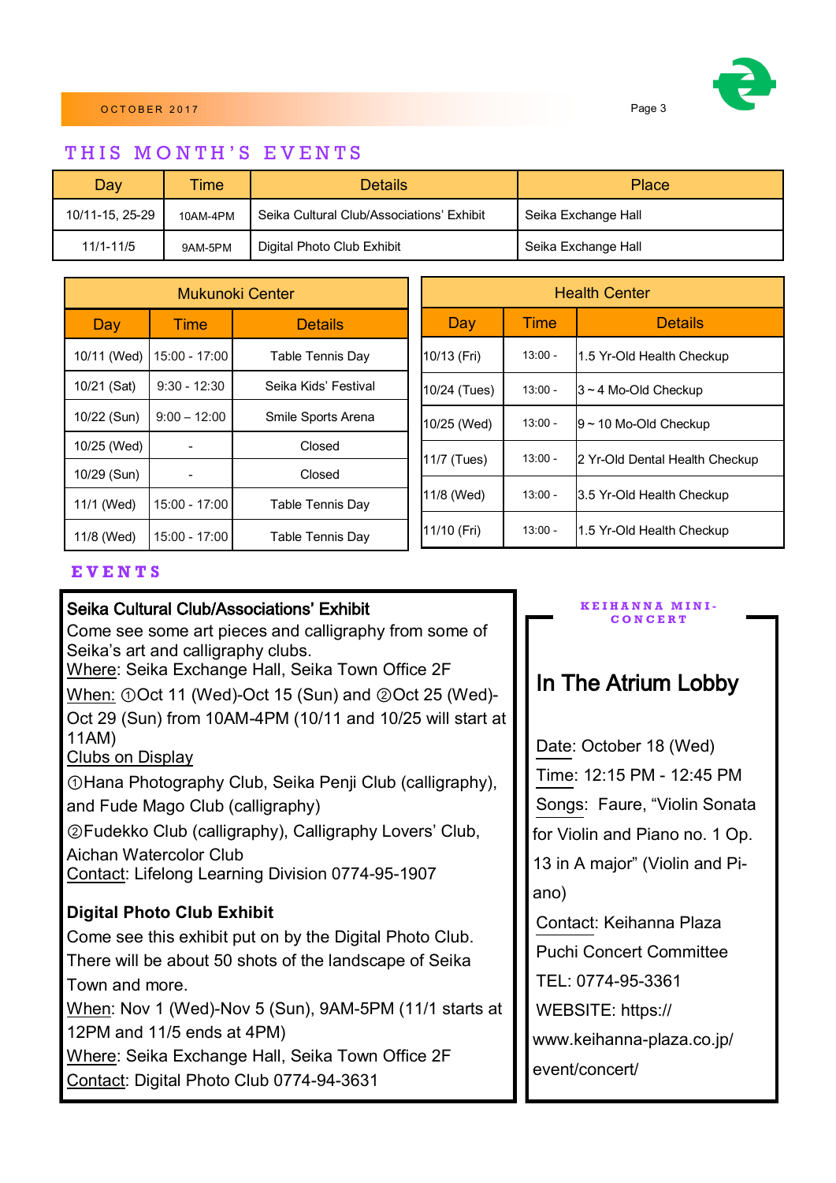## THIS MONTH'S EVENTS

| Day | Time | Details | Place |
|---|---|---|---|
| 10/11-15, 25-29 | 10AM-4PM | Seika Cultural Club/Associations' Exhibit | Seika Exchange Hall |
| 11/1-11/5 | 9AM-5PM | Digital Photo Club Exhibit | Seika Exchange Hall |

| Mukunoki Center | | |
|---|---|---|
| Day | Time | Details |
| 10/11 (Wed) | 15:00 - 17:00 | Table Tennis Day |
| 10/21 (Sat) | 9:30 - 12:30 | Seika Kids' Festival |
| 10/22 (Sun) | 9:00 – 12:00 | Smile Sports Arena |
| 10/25 (Wed) | - | Closed |
| 10/29 (Sun) | - | Closed |
| 11/1 (Wed) | 15:00 - 17:00 | Table Tennis Day |
| 11/8 (Wed) | 15:00 - 17:00 | Table Tennis Day |

| Health Center | | |
|---|---|---|
| Day | Time | Details |
| 10/13 (Fri) | 13:00 - | 1.5 Yr-Old Health Checkup |
| 10/24 (Tues) | 13:00 - | 3 ~ 4 Mo-Old Checkup |
| 10/25 (Wed) | 13:00 - | 9 ~ 10 Mo-Old Checkup |
| 11/7 (Tues) | 13:00 - | 2 Yr-Old Dental Health Checkup |
| 11/8 (Wed) | 13:00 - | 3.5 Yr-Old Health Checkup |
| 11/10 (Fri) | 13:00 - | 1.5 Yr-Old Health Checkup |

## EVENTS

### Seika Cultural Club/Associations' Exhibit

Come see some art pieces and calligraphy from some of Seika's art and calligraphy clubs.

Where: Seika Exchange Hall, Seika Town Office 2F

When: ①Oct 11 (Wed)-Oct 15 (Sun) and ②Oct 25 (Wed)-Oct 29 (Sun) from 10AM-4PM (10/11 and 10/25 will start at 11AM)

Clubs on Display

①Hana Photography Club, Seika Penji Club (calligraphy), and Fude Mago Club (calligraphy)

②Fudekko Club (calligraphy), Calligraphy Lovers' Club, Aichan Watercolor Club

Contact: Lifelong Learning Division 0774-95-1907

### Digital Photo Club Exhibit

Come see this exhibit put on by the Digital Photo Club. There will be about 50 shots of the landscape of Seika Town and more.

When: Nov 1 (Wed)-Nov 5 (Sun), 9AM-5PM (11/1 starts at 12PM and 11/5 ends at 4PM)

Where: Seika Exchange Hall, Seika Town Office 2F

Contact: Digital Photo Club 0774-94-3631

### KEIHANNA MINI-CONCERT

## In The Atrium Lobby

Date: October 18 (Wed)

Time: 12:15 PM - 12:45 PM

Songs: Faure, "Violin Sonata for Violin and Piano no. 1 Op. 13 in A major" (Violin and Piano)

Contact: Keihanna Plaza Puchi Concert Committee

TEL: 0774-95-3361

WEBSITE: https://www.keihanna-plaza.co.jp/event/concert/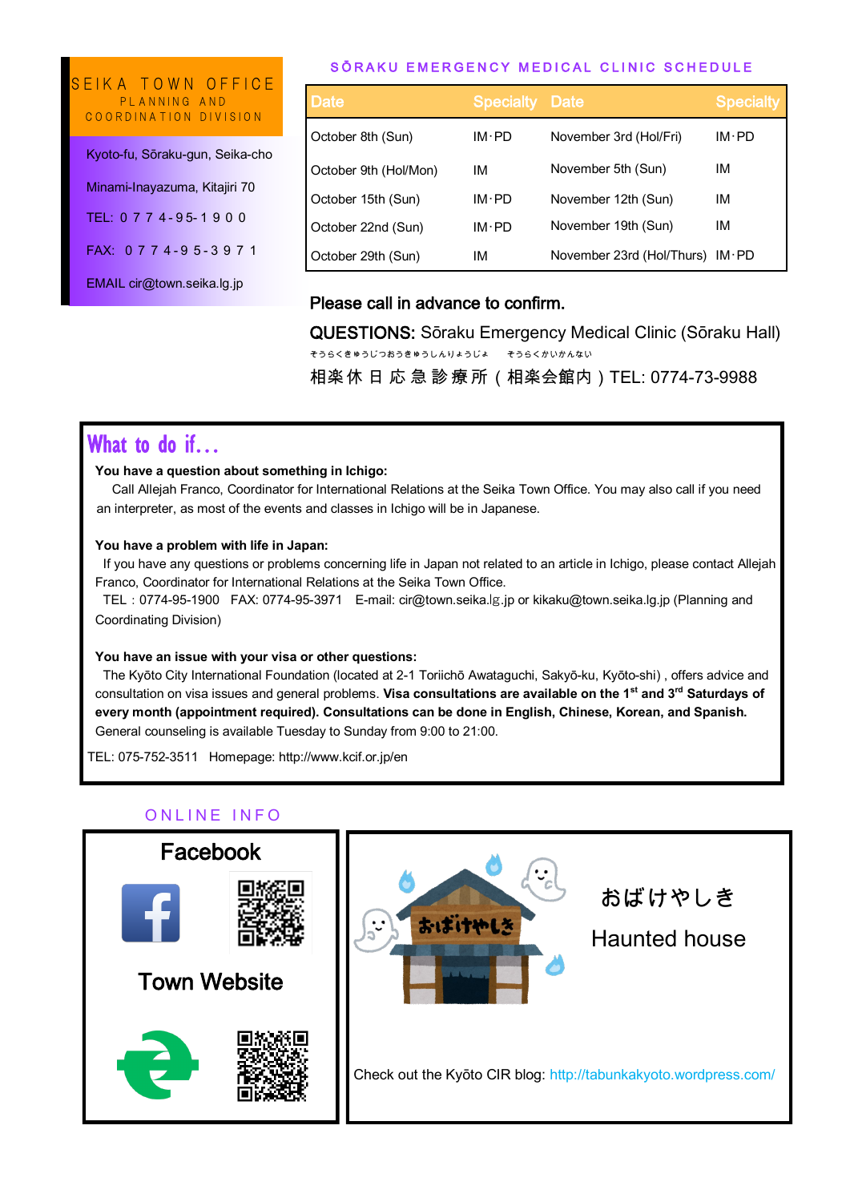# SEIKA TOWN OFFICE
## PLANNING AND COORDINATION DIVISION

Kyoto-fu, Sōraku-gun, Seika-cho

Minami-Inayazuma, Kitajiri 70

TEL: ０７７４-95-１９００

FAX: ０７７４-９５-３９７１

EMAIL cir@town.seika.lg.jp

## SŌRAKU EMERGENCY MEDICAL CLINIC SCHEDULE

| Date | Specialty | Date | Specialty |
|---|---|---|---|
| October 8th (Sun) | IM･PD | November 3rd (Hol/Fri) | IM･PD |
| October 9th (Hol/Mon) | IM | November 5th (Sun) | IM |
| October 15th (Sun) | IM･PD | November 12th (Sun) | IM |
| October 22nd (Sun) | IM･PD | November 19th (Sun) | IM |
| October 29th (Sun) | IM | November 23rd (Hol/Thurs) | IM･PD |

Please call in advance to confirm.

QUESTIONS: Sōraku Emergency Medical Clinic (Sōraku Hall)

相楽休日応急診療所（相楽会館内）TEL: 0774-73-9988

## What to do if…

**You have a question about something in Ichigo:**

Call Allejah Franco, Coordinator for International Relations at the Seika Town Office. You may also call if you need an interpreter, as most of the events and classes in Ichigo will be in Japanese.

**You have a problem with life in Japan:**

If you have any questions or problems concerning life in Japan not related to an article in Ichigo, please contact Allejah Franco, Coordinator for International Relations at the Seika Town Office.

TEL：0774-95-1900 FAX: 0774-95-3971 E-mail: cir@town.seika.lg.jp or kikaku@town.seika.lg.jp (Planning and Coordinating Division)

**You have an issue with your visa or other questions:**

The Kyōto City International Foundation (located at 2-1 Toriichō Awataguchi, Sakyō-ku, Kyōto-shi) , offers advice and consultation on visa issues and general problems. **Visa consultations are available on the 1st and 3rd Saturdays of every month (appointment required). Consultations can be done in English, Chinese, Korean, and Spanish.** General counseling is available Tuesday to Sunday from 9:00 to 21:00.

TEL: 075-752-3511 Homepage: http://www.kcif.or.jp/en

## ONLINE INFO

Facebook

Town Website

おばけやしき

Haunted house

Check out the Kyōto CIR blog: http://tabunkakyoto.wordpress.com/